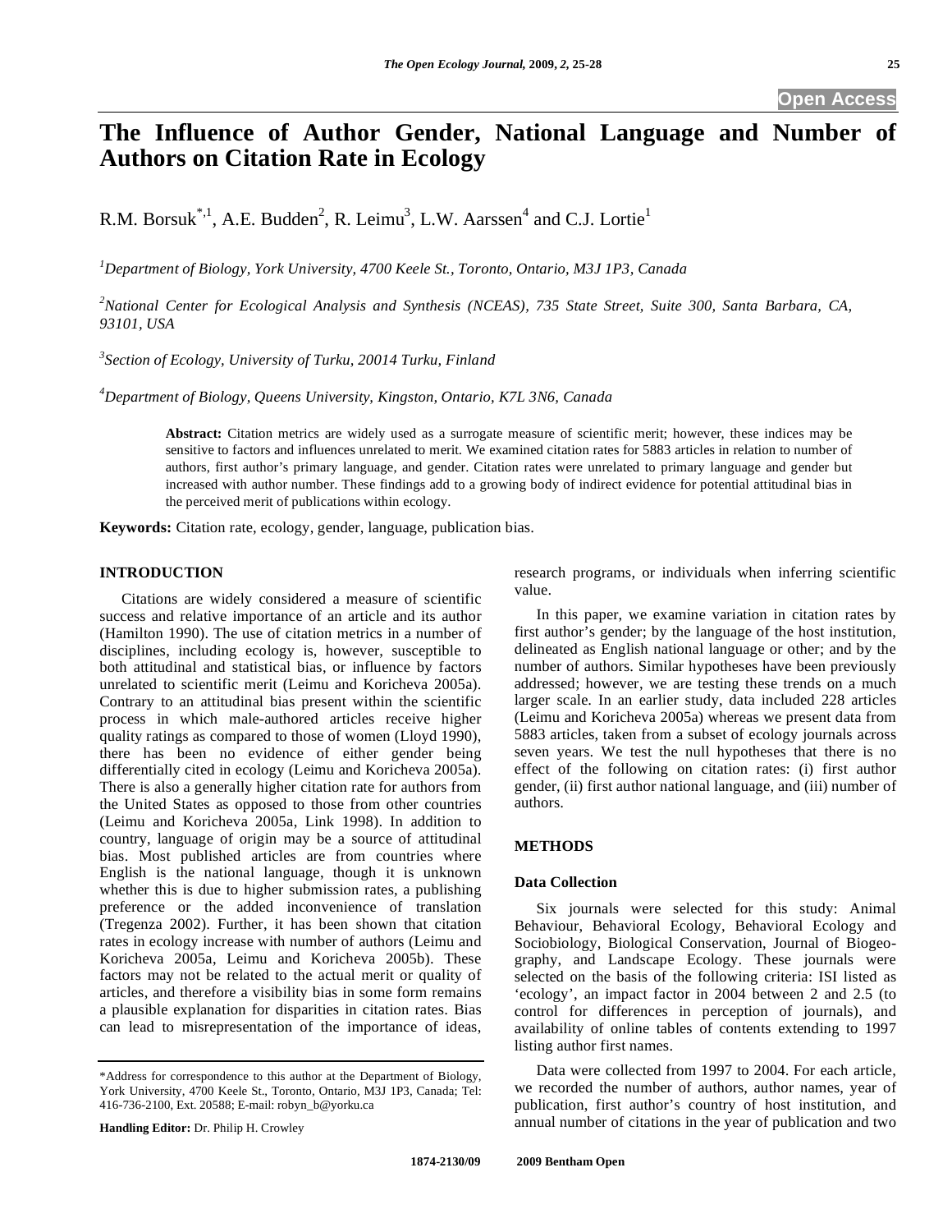Open Access

# The Influence of Author Gender, National Language and Number of Authors on Citation Rate in Ecology

R.M. Borsuk[*,1], A.E. Budden[2], R. Leimu[3], L.W. Aarssen[4] and C.J. Lortie[1]

[1]*Department of Biology, York University, 4700 Keele St., Toronto, Ontario, M3J 1P3, Canada*

[2]*National Center for Ecological Analysis and Synthesis (NCEAS), 735 State Street, Suite 300, Santa Barbara, CA, 93101, USA*

[3]*Section of Ecology, University of Turku, 20014 Turku, Finland*

[4]*Department of Biology, Queens University, Kingston, Ontario, K7L 3N6, Canada*

**Abstract:** Citation metrics are widely used as a surrogate measure of scientific merit; however, these indices may be sensitive to factors and influences unrelated to merit. We examined citation rates for 5883 articles in relation to number of authors, first author's primary language, and gender. Citation rates were unrelated to primary language and gender but increased with author number. These findings add to a growing body of indirect evidence for potential attitudinal bias in the perceived merit of publications within ecology.

**Keywords:** Citation rate, ecology, gender, language, publication bias.

## INTRODUCTION

Citations are widely considered a measure of scientific success and relative importance of an article and its author (Hamilton 1990). The use of citation metrics in a number of disciplines, including ecology is, however, susceptible to both attitudinal and statistical bias, or influence by factors unrelated to scientific merit (Leimu and Koricheva 2005a). Contrary to an attitudinal bias present within the scientific process in which male-authored articles receive higher quality ratings as compared to those of women (Lloyd 1990), there has been no evidence of either gender being differentially cited in ecology (Leimu and Koricheva 2005a). There is also a generally higher citation rate for authors from the United States as opposed to those from other countries (Leimu and Koricheva 2005a, Link 1998). In addition to country, language of origin may be a source of attitudinal bias. Most published articles are from countries where English is the national language, though it is unknown whether this is due to higher submission rates, a publishing preference or the added inconvenience of translation (Tregenza 2002). Further, it has been shown that citation rates in ecology increase with number of authors (Leimu and Koricheva 2005a, Leimu and Koricheva 2005b). These factors may not be related to the actual merit or quality of articles, and therefore a visibility bias in some form remains a plausible explanation for disparities in citation rates. Bias can lead to misrepresentation of the importance of ideas, research programs, or individuals when inferring scientific value.

In this paper, we examine variation in citation rates by first author's gender; by the language of the host institution, delineated as English national language or other; and by the number of authors. Similar hypotheses have been previously addressed; however, we are testing these trends on a much larger scale. In an earlier study, data included 228 articles (Leimu and Koricheva 2005a) whereas we present data from 5883 articles, taken from a subset of ecology journals across seven years. We test the null hypotheses that there is no effect of the following on citation rates: (i) first author gender, (ii) first author national language, and (iii) number of authors.

## METHODS

### Data Collection

Six journals were selected for this study: Animal Behaviour, Behavioral Ecology, Behavioral Ecology and Sociobiology, Biological Conservation, Journal of Biogeography, and Landscape Ecology. These journals were selected on the basis of the following criteria: ISI listed as 'ecology', an impact factor in 2004 between 2 and 2.5 (to control for differences in perception of journals), and availability of online tables of contents extending to 1997 listing author first names.

Data were collected from 1997 to 2004. For each article, we recorded the number of authors, author names, year of publication, first author's country of host institution, and annual number of citations in the year of publication and two

*Address for correspondence to this author at the Department of Biology, York University, 4700 Keele St., Toronto, Ontario, M3J 1P3, Canada; Tel: 416-736-2100, Ext. 20588; E-mail: robyn_b@yorku.ca

**Handling Editor:** Dr. Philip H. Crowley

1874-2130/09 2009 Bentham Open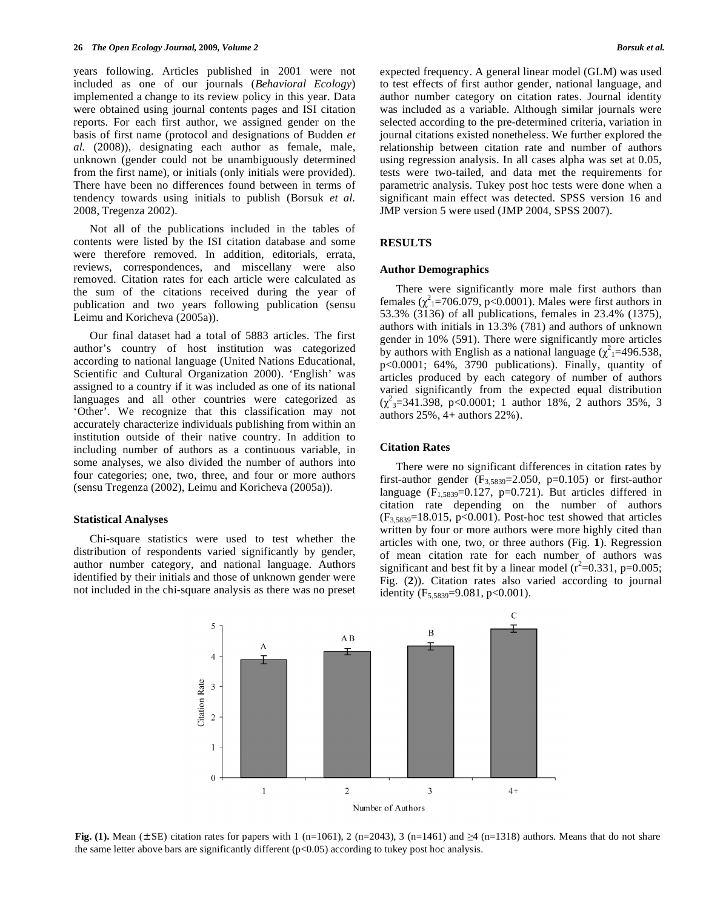years following. Articles published in 2001 were not included as one of our journals (*Behavioral Ecology*) implemented a change to its review policy in this year. Data were obtained using journal contents pages and ISI citation reports. For each first author, we assigned gender on the basis of first name (protocol and designations of Budden *et al.* (2008)), designating each author as female, male, unknown (gender could not be unambiguously determined from the first name), or initials (only initials were provided). There have been no differences found between in terms of tendency towards using initials to publish (Borsuk *et al.* 2008, Tregenza 2002).

Not all of the publications included in the tables of contents were listed by the ISI citation database and some were therefore removed. In addition, editorials, errata, reviews, correspondences, and miscellany were also removed. Citation rates for each article were calculated as the sum of the citations received during the year of publication and two years following publication (sensu Leimu and Koricheva (2005a)).

Our final dataset had a total of 5883 articles. The first author's country of host institution was categorized according to national language (United Nations Educational, Scientific and Cultural Organization 2000). 'English' was assigned to a country if it was included as one of its national languages and all other countries were categorized as 'Other'. We recognize that this classification may not accurately characterize individuals publishing from within an institution outside of their native country. In addition to including number of authors as a continuous variable, in some analyses, we also divided the number of authors into four categories; one, two, three, and four or more authors (sensu Tregenza (2002), Leimu and Koricheva (2005a)).

### Statistical Analyses

Chi-square statistics were used to test whether the distribution of respondents varied significantly by gender, author number category, and national language. Authors identified by their initials and those of unknown gender were not included in the chi-square analysis as there was no preset expected frequency. A general linear model (GLM) was used to test effects of first author gender, national language, and author number category on citation rates. Journal identity was included as a variable. Although similar journals were selected according to the pre-determined criteria, variation in journal citations existed nonetheless. We further explored the relationship between citation rate and number of authors using regression analysis. In all cases alpha was set at 0.05, tests were two-tailed, and data met the requirements for parametric analysis. Tukey post hoc tests were done when a significant main effect was detected. SPSS version 16 and JMP version 5 were used (JMP 2004, SPSS 2007).

## RESULTS

### Author Demographics

There were significantly more male first authors than females ($\chi^2_1$=706.079, p<0.0001). Males were first authors in 53.3% (3136) of all publications, females in 23.4% (1375), authors with initials in 13.3% (781) and authors of unknown gender in 10% (591). There were significantly more articles by authors with English as a national language ($\chi^2_1$=496.538, p<0.0001; 64%, 3790 publications). Finally, quantity of articles produced by each category of number of authors varied significantly from the expected equal distribution ($\chi^2_3$=341.398, p<0.0001; 1 author 18%, 2 authors 35%, 3 authors 25%, 4+ authors 22%).

### Citation Rates

There were no significant differences in citation rates by first-author gender ($F_{3,5839}$=2.050, p=0.105) or first-author language ($F_{1,5839}$=0.127, p=0.721). But articles differed in citation rate depending on the number of authors ($F_{3,5839}$=18.015, p<0.001). Post-hoc test showed that articles written by four or more authors were more highly cited than articles with one, two, or three authors (Fig. **1**). Regression of mean citation rate for each number of authors was significant and best fit by a linear model ($r^2$=0.331, p=0.005; Fig. (**2**)). Citation rates also varied according to journal identity ($F_{5,5839}$=9.081, p<0.001).

**Fig. (1).** Mean (± SE) citation rates for papers with 1 (n=1061), 2 (n=2043), 3 (n=1461) and ≥4 (n=1318) authors. Means that do not share the same letter above bars are significantly different (p<0.05) according to tukey post hoc analysis.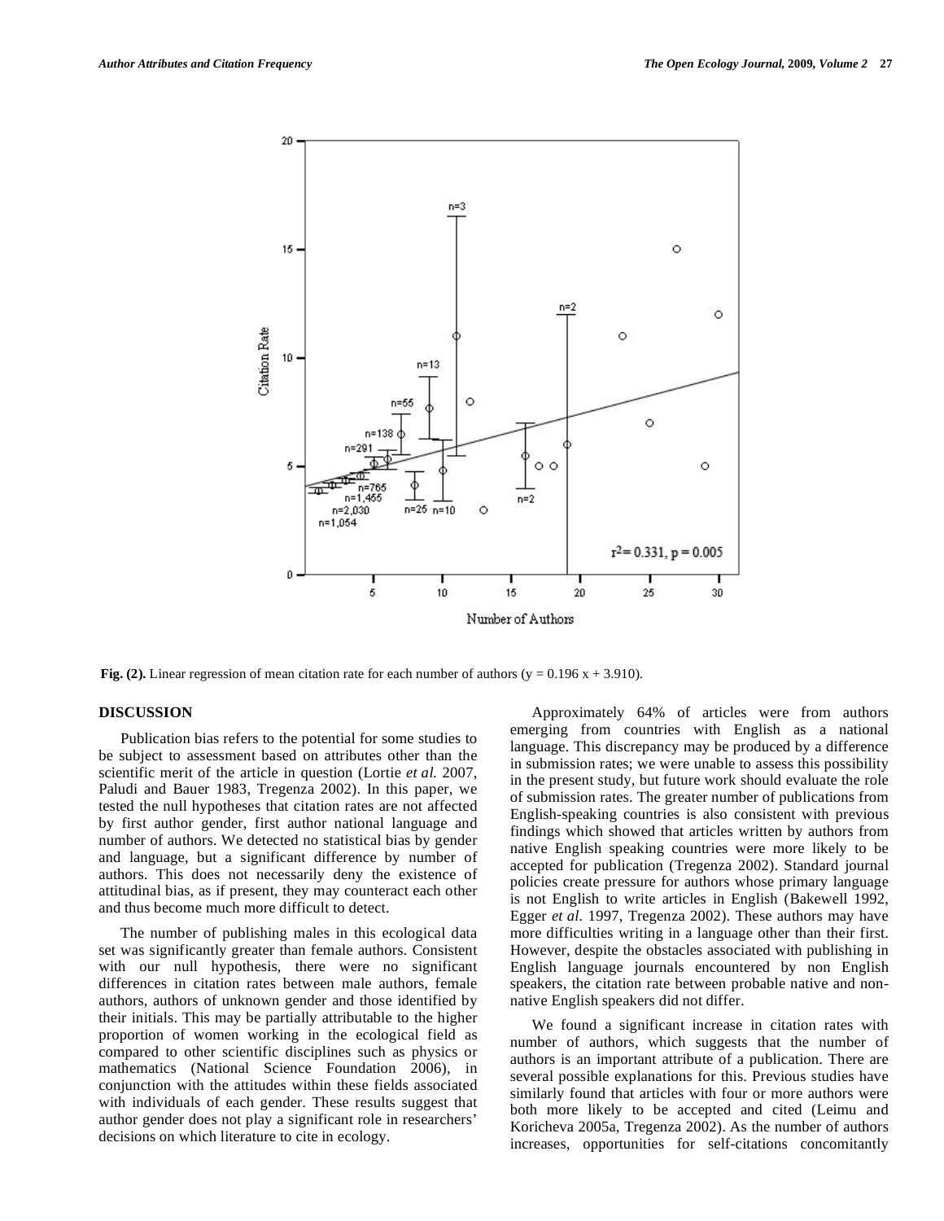**Fig. (2).** Linear regression of mean citation rate for each number of authors ($y = 0.196\ x + 3.910$).

## DISCUSSION

Publication bias refers to the potential for some studies to be subject to assessment based on attributes other than the scientific merit of the article in question (Lortie *et al.* 2007, Paludi and Bauer 1983, Tregenza 2002). In this paper, we tested the null hypotheses that citation rates are not affected by first author gender, first author national language and number of authors. We detected no statistical bias by gender and language, but a significant difference by number of authors. This does not necessarily deny the existence of attitudinal bias, as if present, they may counteract each other and thus become much more difficult to detect.

The number of publishing males in this ecological data set was significantly greater than female authors. Consistent with our null hypothesis, there were no significant differences in citation rates between male authors, female authors, authors of unknown gender and those identified by their initials. This may be partially attributable to the higher proportion of women working in the ecological field as compared to other scientific disciplines such as physics or mathematics (National Science Foundation 2006), in conjunction with the attitudes within these fields associated with individuals of each gender. These results suggest that author gender does not play a significant role in researchers' decisions on which literature to cite in ecology.

Approximately 64% of articles were from authors emerging from countries with English as a national language. This discrepancy may be produced by a difference in submission rates; we were unable to assess this possibility in the present study, but future work should evaluate the role of submission rates. The greater number of publications from English-speaking countries is also consistent with previous findings which showed that articles written by authors from native English speaking countries were more likely to be accepted for publication (Tregenza 2002). Standard journal policies create pressure for authors whose primary language is not English to write articles in English (Bakewell 1992, Egger *et al.* 1997, Tregenza 2002). These authors may have more difficulties writing in a language other than their first. However, despite the obstacles associated with publishing in English language journals encountered by non English speakers, the citation rate between probable native and non-native English speakers did not differ.

We found a significant increase in citation rates with number of authors, which suggests that the number of authors is an important attribute of a publication. There are several possible explanations for this. Previous studies have similarly found that articles with four or more authors were both more likely to be accepted and cited (Leimu and Koricheva 2005a, Tregenza 2002). As the number of authors increases, opportunities for self-citations concomitantly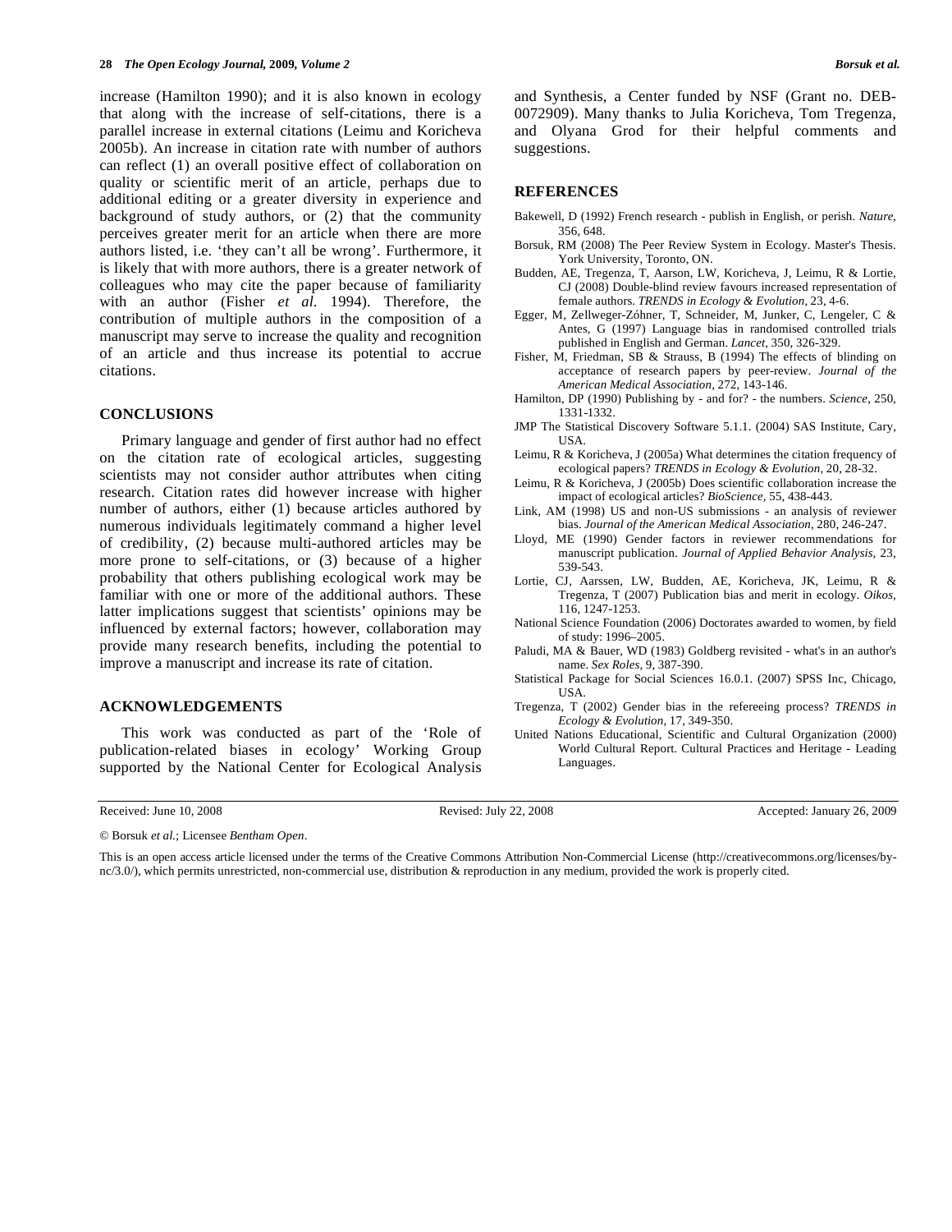increase (Hamilton 1990); and it is also known in ecology that along with the increase of self-citations, there is a parallel increase in external citations (Leimu and Koricheva 2005b). An increase in citation rate with number of authors can reflect (1) an overall positive effect of collaboration on quality or scientific merit of an article, perhaps due to additional editing or a greater diversity in experience and background of study authors, or (2) that the community perceives greater merit for an article when there are more authors listed, i.e. 'they can't all be wrong'. Furthermore, it is likely that with more authors, there is a greater network of colleagues who may cite the paper because of familiarity with an author (Fisher *et al.* 1994). Therefore, the contribution of multiple authors in the composition of a manuscript may serve to increase the quality and recognition of an article and thus increase its potential to accrue citations.

## CONCLUSIONS

Primary language and gender of first author had no effect on the citation rate of ecological articles, suggesting scientists may not consider author attributes when citing research. Citation rates did however increase with higher number of authors, either (1) because articles authored by numerous individuals legitimately command a higher level of credibility, (2) because multi-authored articles may be more prone to self-citations, or (3) because of a higher probability that others publishing ecological work may be familiar with one or more of the additional authors. These latter implications suggest that scientists' opinions may be influenced by external factors; however, collaboration may provide many research benefits, including the potential to improve a manuscript and increase its rate of citation.

## ACKNOWLEDGEMENTS

This work was conducted as part of the 'Role of publication-related biases in ecology' Working Group supported by the National Center for Ecological Analysis and Synthesis, a Center funded by NSF (Grant no. DEB-0072909). Many thanks to Julia Koricheva, Tom Tregenza, and Olyana Grod for their helpful comments and suggestions.

## REFERENCES

Bakewell, D (1992) French research - publish in English, or perish. *Nature*, 356, 648.

Borsuk, RM (2008) The Peer Review System in Ecology. Master's Thesis. York University, Toronto, ON.

Budden, AE, Tregenza, T, Aarson, LW, Koricheva, J, Leimu, R & Lortie, CJ (2008) Double-blind review favours increased representation of female authors. *TRENDS in Ecology & Evolution*, 23, 4-6.

Egger, M, Zellweger-Zóhner, T, Schneider, M, Junker, C, Lengeler, C & Antes, G (1997) Language bias in randomised controlled trials published in English and German. *Lancet*, 350, 326-329.

Fisher, M, Friedman, SB & Strauss, B (1994) The effects of blinding on acceptance of research papers by peer-review. *Journal of the American Medical Association*, 272, 143-146.

Hamilton, DP (1990) Publishing by - and for? - the numbers. *Science*, 250, 1331-1332.

JMP The Statistical Discovery Software 5.1.1. (2004) SAS Institute, Cary, USA.

Leimu, R & Koricheva, J (2005a) What determines the citation frequency of ecological papers? *TRENDS in Ecology & Evolution*, 20, 28-32.

Leimu, R & Koricheva, J (2005b) Does scientific collaboration increase the impact of ecological articles? *BioScience*, 55, 438-443.

Link, AM (1998) US and non-US submissions - an analysis of reviewer bias. *Journal of the American Medical Association*, 280, 246-247.

Lloyd, ME (1990) Gender factors in reviewer recommendations for manuscript publication. *Journal of Applied Behavior Analysis*, 23, 539-543.

Lortie, CJ, Aarssen, LW, Budden, AE, Koricheva, JK, Leimu, R & Tregenza, T (2007) Publication bias and merit in ecology. *Oikos*, 116, 1247-1253.

National Science Foundation (2006) Doctorates awarded to women, by field of study: 1996–2005.

Paludi, MA & Bauer, WD (1983) Goldberg revisited - what's in an author's name. *Sex Roles*, 9, 387-390.

Statistical Package for Social Sciences 16.0.1. (2007) SPSS Inc, Chicago, USA.

Tregenza, T (2002) Gender bias in the refereeing process? *TRENDS in Ecology & Evolution*, 17, 349-350.

United Nations Educational, Scientific and Cultural Organization (2000) World Cultural Report. Cultural Practices and Heritage - Leading Languages.

Received: June 10, 2008 Revised: July 22, 2008 Accepted: January 26, 2009

© Borsuk *et al.*; Licensee *Bentham Open*.

This is an open access article licensed under the terms of the Creative Commons Attribution Non-Commercial License (http://creativecommons.org/licenses/by-nc/3.0/), which permits unrestricted, non-commercial use, distribution & reproduction in any medium, provided the work is properly cited.